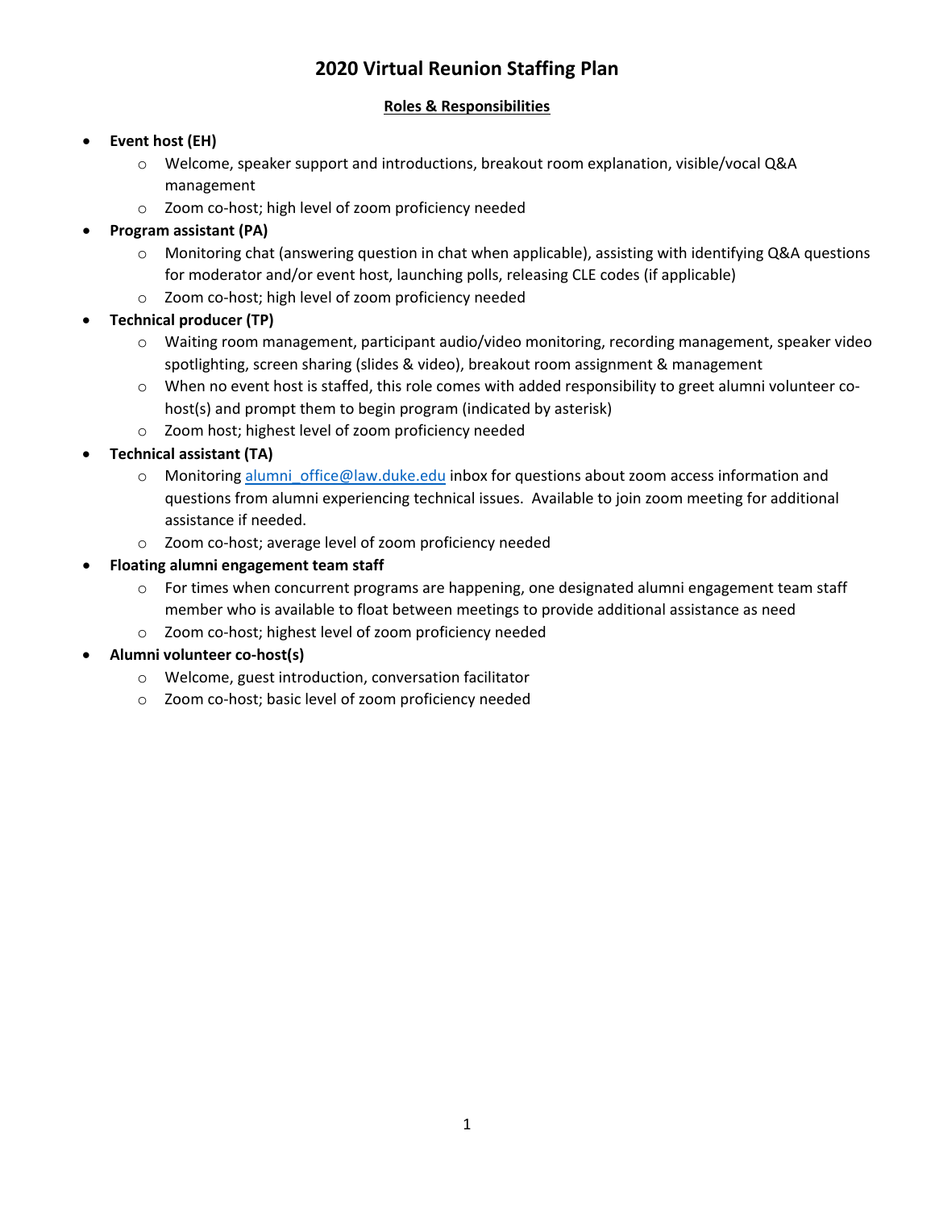# 2020 Virtual Reunion Staffing Plan

## Roles & Responsibilities

- **Event host (EH)**
  - Welcome, speaker support and introductions, breakout room explanation, visible/vocal Q&A management
  - Zoom co-host; high level of zoom proficiency needed
- **Program assistant (PA)**
  - Monitoring chat (answering question in chat when applicable), assisting with identifying Q&A questions for moderator and/or event host, launching polls, releasing CLE codes (if applicable)
  - Zoom co-host; high level of zoom proficiency needed
- **Technical producer (TP)**
  - Waiting room management, participant audio/video monitoring, recording management, speaker video spotlighting, screen sharing (slides & video), breakout room assignment & management
  - When no event host is staffed, this role comes with added responsibility to greet alumni volunteer co-host(s) and prompt them to begin program (indicated by asterisk)
  - Zoom host; highest level of zoom proficiency needed
- **Technical assistant (TA)**
  - Monitoring alumni_office@law.duke.edu inbox for questions about zoom access information and questions from alumni experiencing technical issues. Available to join zoom meeting for additional assistance if needed.
  - Zoom co-host; average level of zoom proficiency needed
- **Floating alumni engagement team staff**
  - For times when concurrent programs are happening, one designated alumni engagement team staff member who is available to float between meetings to provide additional assistance as need
  - Zoom co-host; highest level of zoom proficiency needed
- **Alumni volunteer co-host(s)**
  - Welcome, guest introduction, conversation facilitator
  - Zoom co-host; basic level of zoom proficiency needed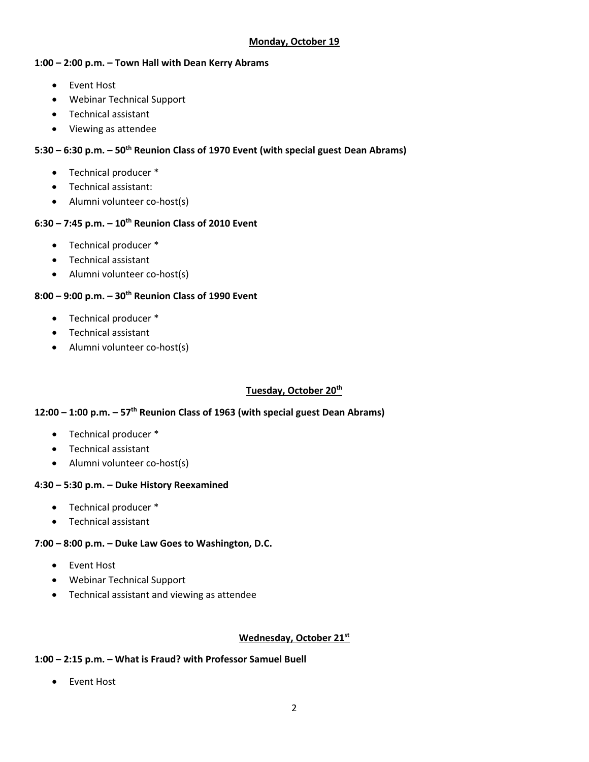**Monday, October 19**

**1:00 – 2:00 p.m. – Town Hall with Dean Kerry Abrams**

- Event Host
- Webinar Technical Support
- Technical assistant
- Viewing as attendee

**5:30 – 6:30 p.m. – 50th Reunion Class of 1970 Event (with special guest Dean Abrams)**

- Technical producer *
- Technical assistant:
- Alumni volunteer co-host(s)

**6:30 – 7:45 p.m. – 10th Reunion Class of 2010 Event**

- Technical producer *
- Technical assistant
- Alumni volunteer co-host(s)

**8:00 – 9:00 p.m. – 30th Reunion Class of 1990 Event**

- Technical producer *
- Technical assistant
- Alumni volunteer co-host(s)

**Tuesday, October 20th**

**12:00 – 1:00 p.m. – 57th Reunion Class of 1963 (with special guest Dean Abrams)**

- Technical producer *
- Technical assistant
- Alumni volunteer co-host(s)

**4:30 – 5:30 p.m. – Duke History Reexamined**

- Technical producer *
- Technical assistant

**7:00 – 8:00 p.m. – Duke Law Goes to Washington, D.C.**

- Event Host
- Webinar Technical Support
- Technical assistant and viewing as attendee

**Wednesday, October 21st**

**1:00 – 2:15 p.m. – What is Fraud? with Professor Samuel Buell**

- Event Host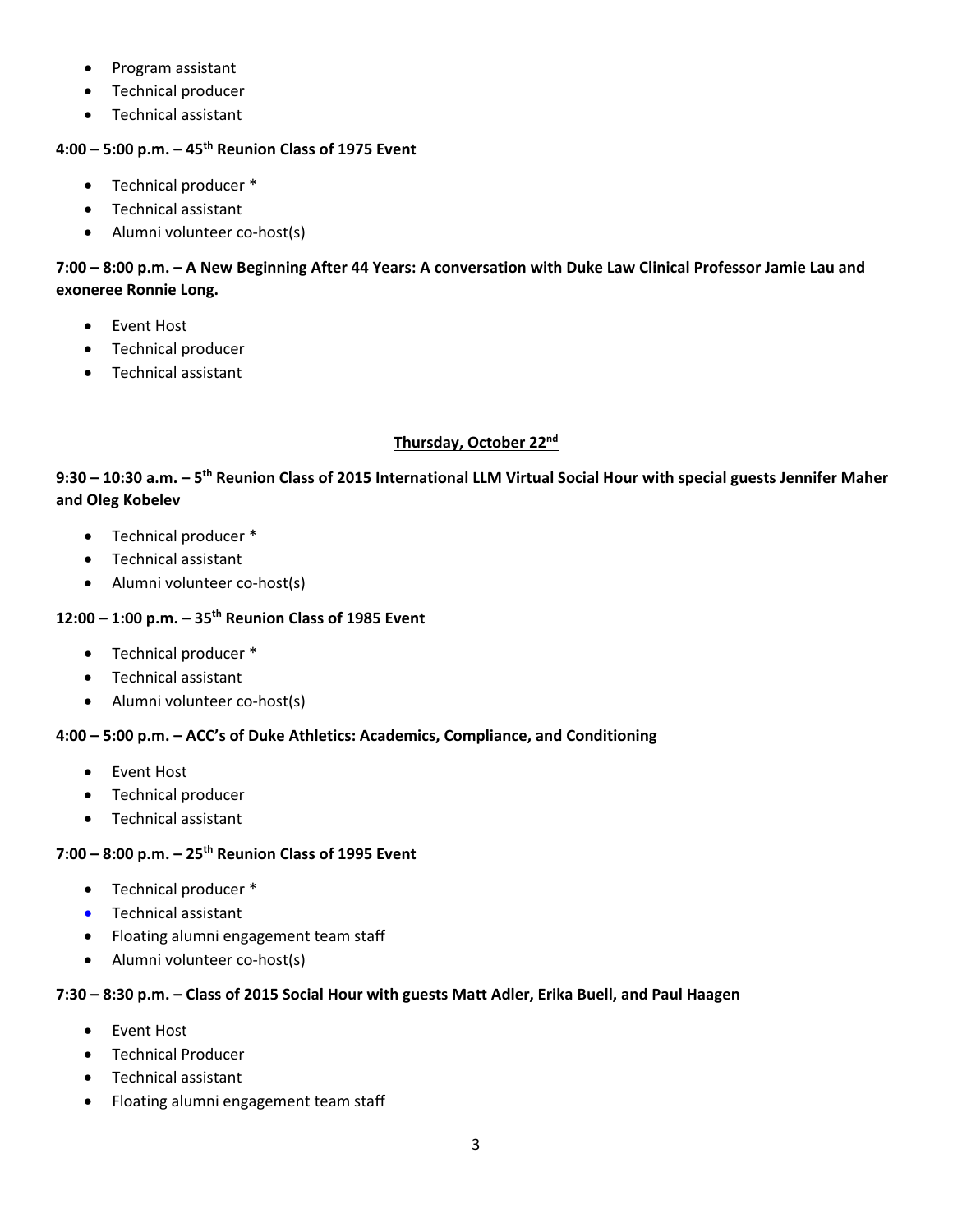- Program assistant
- Technical producer
- Technical assistant

**4:00 – 5:00 p.m. – 45th Reunion Class of 1975 Event**

- Technical producer *
- Technical assistant
- Alumni volunteer co-host(s)

**7:00 – 8:00 p.m. – A New Beginning After 44 Years: A conversation with Duke Law Clinical Professor Jamie Lau and exoneree Ronnie Long.**

- Event Host
- Technical producer
- Technical assistant

## Thursday, October 22nd

**9:30 – 10:30 a.m. – 5th Reunion Class of 2015 International LLM Virtual Social Hour with special guests Jennifer Maher and Oleg Kobelev**

- Technical producer *
- Technical assistant
- Alumni volunteer co-host(s)

**12:00 – 1:00 p.m. – 35th Reunion Class of 1985 Event**

- Technical producer *
- Technical assistant
- Alumni volunteer co-host(s)

**4:00 – 5:00 p.m. – ACC's of Duke Athletics: Academics, Compliance, and Conditioning**

- Event Host
- Technical producer
- Technical assistant

**7:00 – 8:00 p.m. – 25th Reunion Class of 1995 Event**

- Technical producer *
- Technical assistant
- Floating alumni engagement team staff
- Alumni volunteer co-host(s)

**7:30 – 8:30 p.m. – Class of 2015 Social Hour with guests Matt Adler, Erika Buell, and Paul Haagen**

- Event Host
- Technical Producer
- Technical assistant
- Floating alumni engagement team staff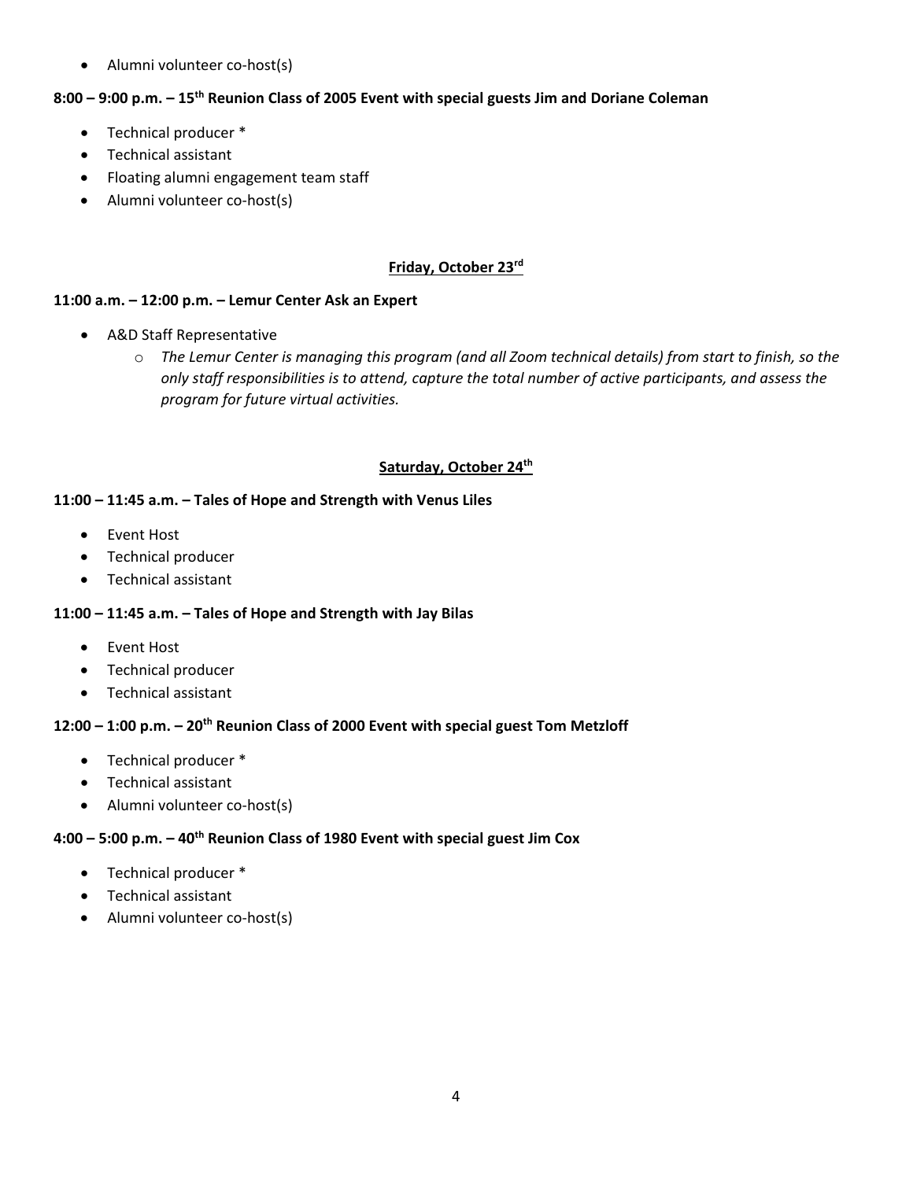- Alumni volunteer co-host(s)

**8:00 – 9:00 p.m. – 15th Reunion Class of 2005 Event with special guests Jim and Doriane Coleman**

- Technical producer *
- Technical assistant
- Floating alumni engagement team staff
- Alumni volunteer co-host(s)

## Friday, October 23rd

**11:00 a.m. – 12:00 p.m. – Lemur Center Ask an Expert**

- A&D Staff Representative
  - *The Lemur Center is managing this program (and all Zoom technical details) from start to finish, so the only staff responsibilities is to attend, capture the total number of active participants, and assess the program for future virtual activities.*

## Saturday, October 24th

**11:00 – 11:45 a.m. – Tales of Hope and Strength with Venus Liles**

- Event Host
- Technical producer
- Technical assistant

**11:00 – 11:45 a.m. – Tales of Hope and Strength with Jay Bilas**

- Event Host
- Technical producer
- Technical assistant

**12:00 – 1:00 p.m. – 20th Reunion Class of 2000 Event with special guest Tom Metzloff**

- Technical producer *
- Technical assistant
- Alumni volunteer co-host(s)

**4:00 – 5:00 p.m. – 40th Reunion Class of 1980 Event with special guest Jim Cox**

- Technical producer *
- Technical assistant
- Alumni volunteer co-host(s)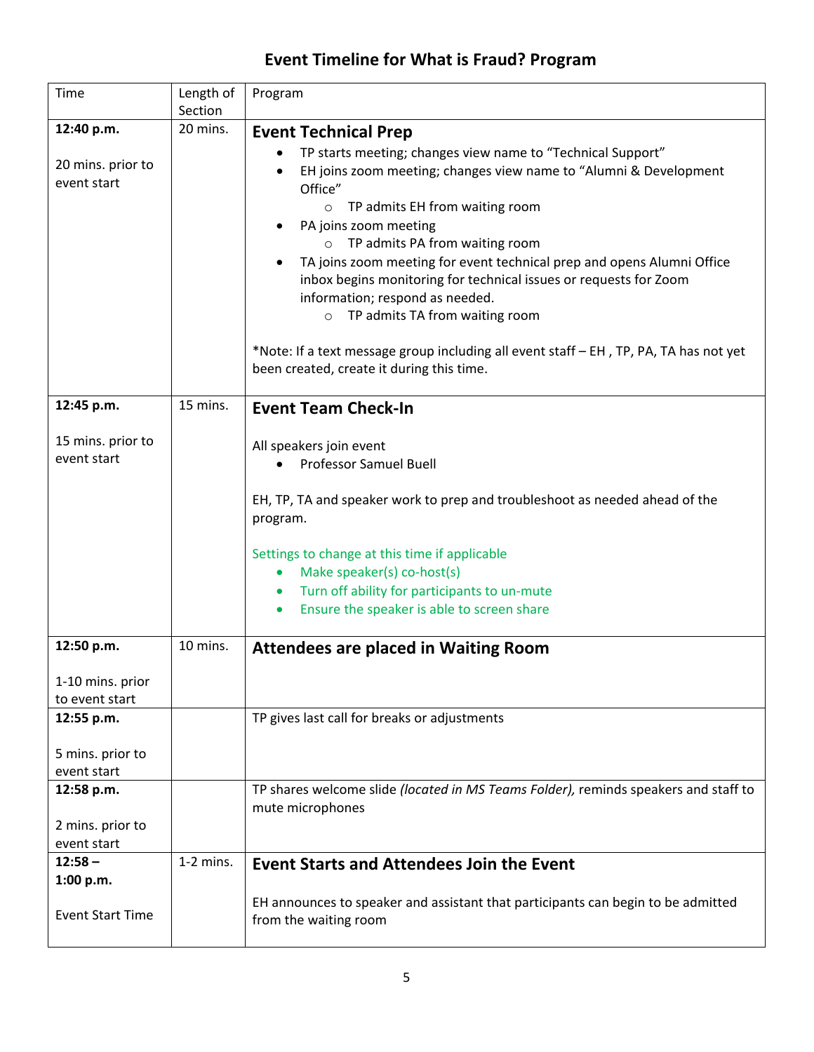# Event Timeline for What is Fraud? Program

| Time | Length of Section | Program |
| --- | --- | --- |
| **12:40 p.m.**<br><br>20 mins. prior to event start | 20 mins. | **Event Technical Prep**<br>• TP starts meeting; changes view name to "Technical Support"<br>• EH joins zoom meeting; changes view name to "Alumni & Development Office"<br>  ○ TP admits EH from waiting room<br>• PA joins zoom meeting<br>  ○ TP admits PA from waiting room<br>• TA joins zoom meeting for event technical prep and opens Alumni Office inbox begins monitoring for technical issues or requests for Zoom information; respond as needed.<br>  ○ TP admits TA from waiting room<br><br>*Note: If a text message group including all event staff – EH , TP, PA, TA has not yet been created, create it during this time. |
| **12:45 p.m.**<br><br>15 mins. prior to event start | 15 mins. | **Event Team Check-In**<br><br>All speakers join event<br>• Professor Samuel Buell<br><br>EH, TP, TA and speaker work to prep and troubleshoot as needed ahead of the program.<br><br>Settings to change at this time if applicable<br>• Make speaker(s) co-host(s)<br>• Turn off ability for participants to un-mute<br>• Ensure the speaker is able to screen share |
| **12:50 p.m.**<br><br>1-10 mins. prior to event start | 10 mins. | **Attendees are placed in Waiting Room** |
| **12:55 p.m.**<br><br>5 mins. prior to event start | | TP gives last call for breaks or adjustments |
| **12:58 p.m.**<br><br>2 mins. prior to event start | | TP shares welcome slide *(located in MS Teams Folder),* reminds speakers and staff to mute microphones |
| **12:58 – 1:00 p.m.**<br><br>Event Start Time | 1-2 mins. | **Event Starts and Attendees Join the Event**<br><br>EH announces to speaker and assistant that participants can begin to be admitted from the waiting room |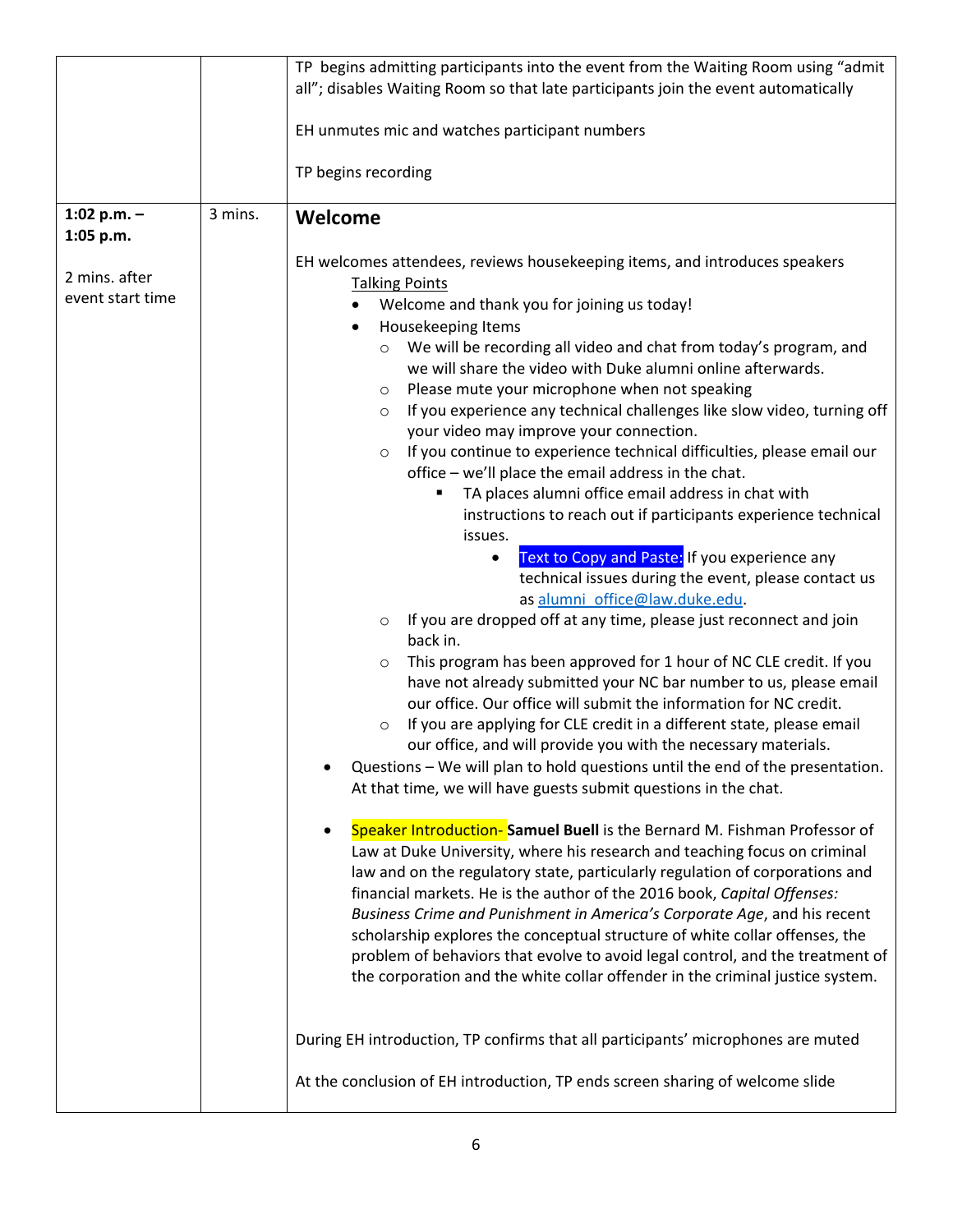| | | |
|---|---|---|
| | | TP begins admitting participants into the event from the Waiting Room using "admit all"; disables Waiting Room so that late participants join the event automatically<br><br>EH unmutes mic and watches participant numbers<br><br>TP begins recording |
| **1:02 p.m. – 1:05 p.m.**<br><br>2 mins. after event start time | 3 mins. | **Welcome**<br><br>EH welcomes attendees, reviews housekeeping items, and introduces speakers<br>Talking Points<br>• Welcome and thank you for joining us today!<br>• Housekeeping Items<br>&nbsp;&nbsp;○ We will be recording all video and chat from today's program, and we will share the video with Duke alumni online afterwards.<br>&nbsp;&nbsp;○ Please mute your microphone when not speaking<br>&nbsp;&nbsp;○ If you experience any technical challenges like slow video, turning off your video may improve your connection.<br>&nbsp;&nbsp;○ If you continue to experience technical difficulties, please email our office – we'll place the email address in the chat.<br>&nbsp;&nbsp;&nbsp;&nbsp;▪ TA places alumni office email address in chat with instructions to reach out if participants experience technical issues.<br>&nbsp;&nbsp;&nbsp;&nbsp;&nbsp;&nbsp;• Text to Copy and Paste: If you experience any technical issues during the event, please contact us as alumni_office@law.duke.edu.<br>&nbsp;&nbsp;○ If you are dropped off at any time, please just reconnect and join back in.<br>&nbsp;&nbsp;○ This program has been approved for 1 hour of NC CLE credit. If you have not already submitted your NC bar number to us, please email our office. Our office will submit the information for NC credit.<br>&nbsp;&nbsp;○ If you are applying for CLE credit in a different state, please email our office, and will provide you with the necessary materials.<br>• Questions – We will plan to hold questions until the end of the presentation. At that time, we will have guests submit questions in the chat.<br><br>• Speaker Introduction- **Samuel Buell** is the Bernard M. Fishman Professor of Law at Duke University, where his research and teaching focus on criminal law and on the regulatory state, particularly regulation of corporations and financial markets. He is the author of the 2016 book, *Capital Offenses: Business Crime and Punishment in America's Corporate Age*, and his recent scholarship explores the conceptual structure of white collar offenses, the problem of behaviors that evolve to avoid legal control, and the treatment of the corporation and the white collar offender in the criminal justice system.<br><br>During EH introduction, TP confirms that all participants' microphones are muted<br><br>At the conclusion of EH introduction, TP ends screen sharing of welcome slide |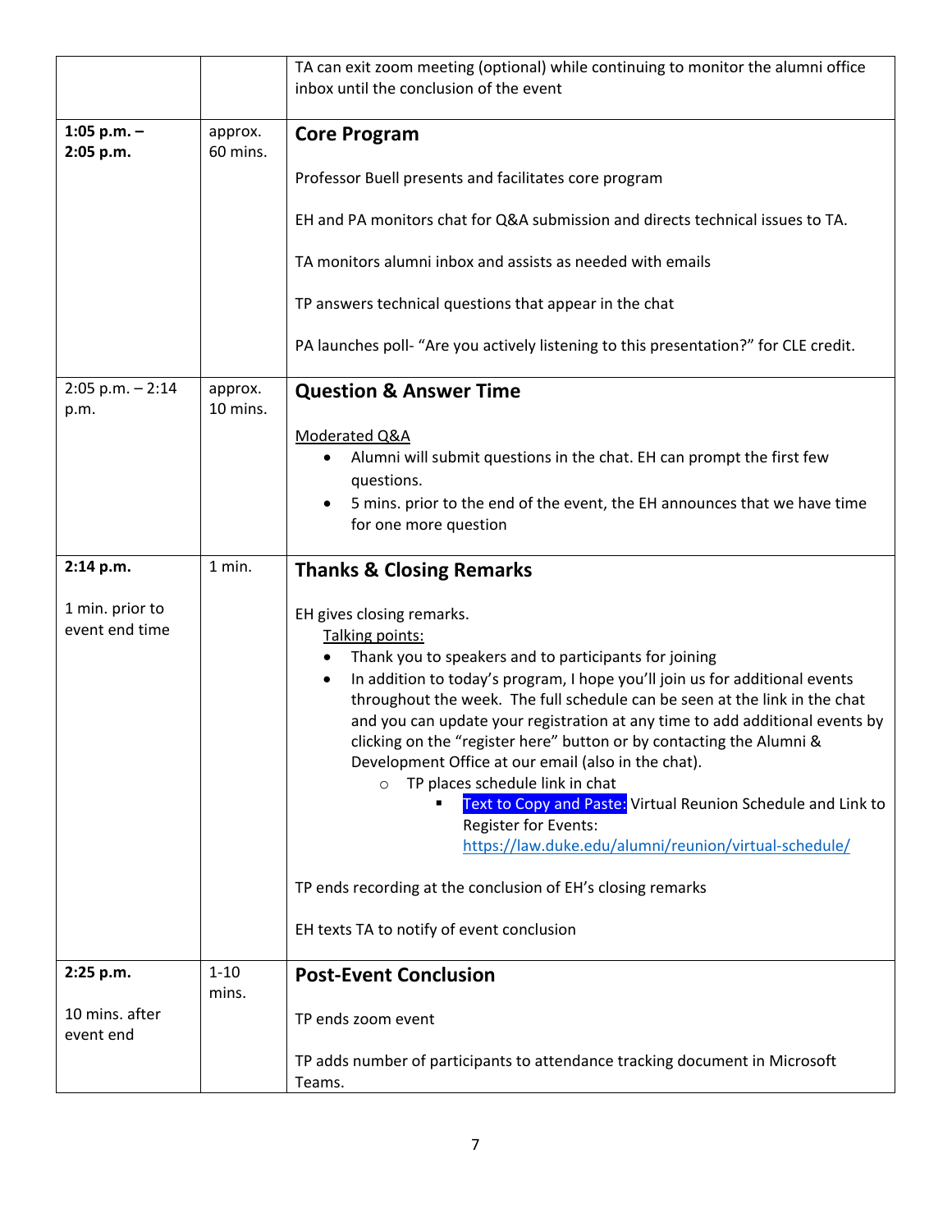| | | |
|---|---|---|
| | | TA can exit zoom meeting (optional) while continuing to monitor the alumni office inbox until the conclusion of the event |
| **1:05 p.m. – 2:05 p.m.** | approx. 60 mins. | **Core Program**<br><br>Professor Buell presents and facilitates core program<br><br>EH and PA monitors chat for Q&A submission and directs technical issues to TA.<br><br>TA monitors alumni inbox and assists as needed with emails<br><br>TP answers technical questions that appear in the chat<br><br>PA launches poll- "Are you actively listening to this presentation?" for CLE credit. |
| 2:05 p.m. – 2:14 p.m. | approx. 10 mins. | **Question & Answer Time**<br><br>Moderated Q&A<br>• Alumni will submit questions in the chat. EH can prompt the first few questions.<br>• 5 mins. prior to the end of the event, the EH announces that we have time for one more question |
| **2:14 p.m.**<br><br>1 min. prior to event end time | 1 min. | **Thanks & Closing Remarks**<br><br>EH gives closing remarks.<br>Talking points:<br>• Thank you to speakers and to participants for joining<br>• In addition to today's program, I hope you'll join us for additional events throughout the week. The full schedule can be seen at the link in the chat and you can update your registration at any time to add additional events by clicking on the "register here" button or by contacting the Alumni & Development Office at our email (also in the chat).<br>  ○ TP places schedule link in chat<br>    ▪ Text to Copy and Paste: Virtual Reunion Schedule and Link to Register for Events: https://law.duke.edu/alumni/reunion/virtual-schedule/<br><br>TP ends recording at the conclusion of EH's closing remarks<br><br>EH texts TA to notify of event conclusion |
| **2:25 p.m.**<br><br>10 mins. after event end | 1-10 mins. | **Post-Event Conclusion**<br><br>TP ends zoom event<br><br>TP adds number of participants to attendance tracking document in Microsoft Teams. |